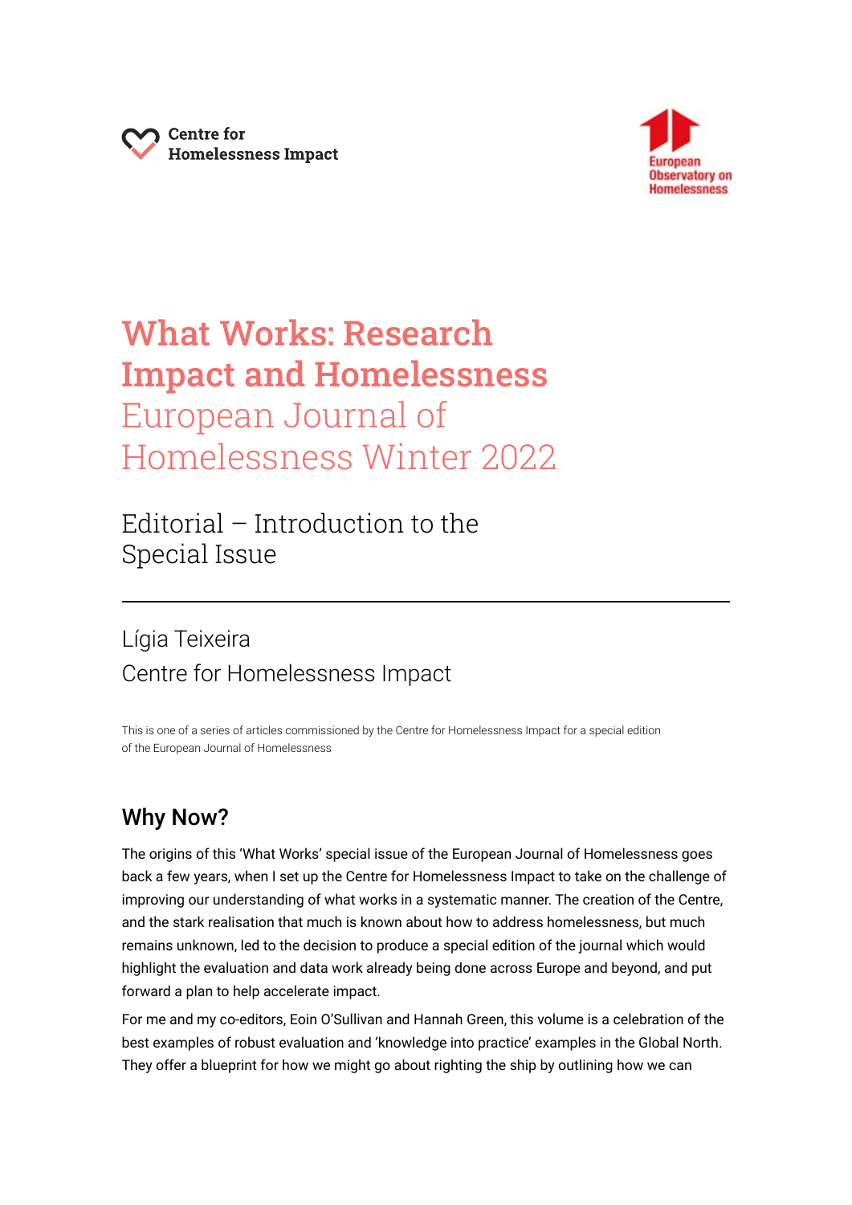Centre for Homelessness Impact

European Observatory on Homelessness

# What Works: Research Impact and Homelessness

European Journal of Homelessness Winter 2022

## Editorial – Introduction to the Special Issue

---

Lígia Teixeira

Centre for Homelessness Impact

This is one of a series of articles commissioned by the Centre for Homelessness Impact for a special edition of the European Journal of Homelessness

## Why Now?

The origins of this 'What Works' special issue of the European Journal of Homelessness goes back a few years, when I set up the Centre for Homelessness Impact to take on the challenge of improving our understanding of what works in a systematic manner. The creation of the Centre, and the stark realisation that much is known about how to address homelessness, but much remains unknown, led to the decision to produce a special edition of the journal which would highlight the evaluation and data work already being done across Europe and beyond, and put forward a plan to help accelerate impact.

For me and my co-editors, Eoin O'Sullivan and Hannah Green, this volume is a celebration of the best examples of robust evaluation and 'knowledge into practice' examples in the Global North. They offer a blueprint for how we might go about righting the ship by outlining how we can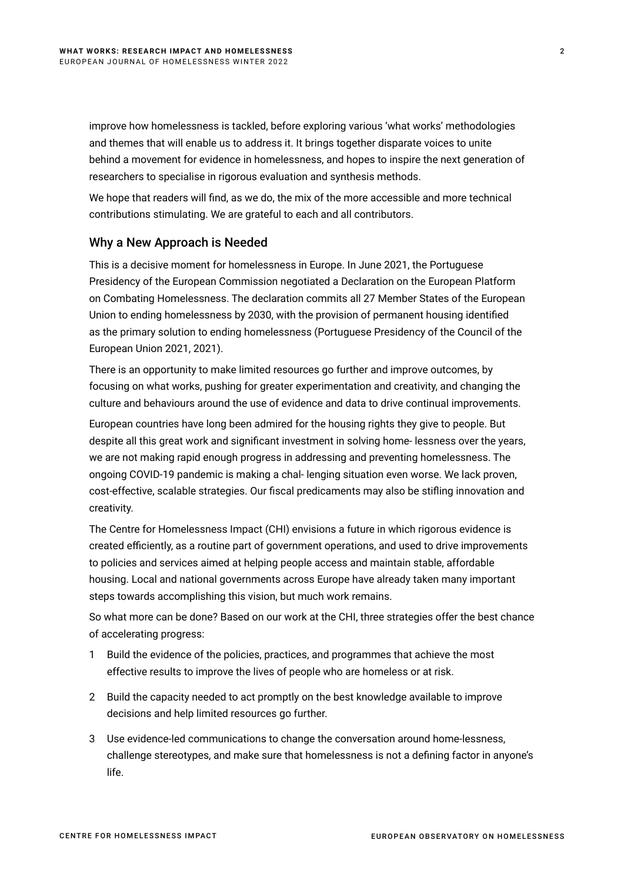improve how homelessness is tackled, before exploring various 'what works' methodologies and themes that will enable us to address it. It brings together disparate voices to unite behind a movement for evidence in homelessness, and hopes to inspire the next generation of researchers to specialise in rigorous evaluation and synthesis methods.

We hope that readers will find, as we do, the mix of the more accessible and more technical contributions stimulating. We are grateful to each and all contributors.

## Why a New Approach is Needed

This is a decisive moment for homelessness in Europe. In June 2021, the Portuguese Presidency of the European Commission negotiated a Declaration on the European Platform on Combating Homelessness. The declaration commits all 27 Member States of the European Union to ending homelessness by 2030, with the provision of permanent housing identified as the primary solution to ending homelessness (Portuguese Presidency of the Council of the European Union 2021, 2021).

There is an opportunity to make limited resources go further and improve outcomes, by focusing on what works, pushing for greater experimentation and creativity, and changing the culture and behaviours around the use of evidence and data to drive continual improvements.

European countries have long been admired for the housing rights they give to people. But despite all this great work and significant investment in solving home- lessness over the years, we are not making rapid enough progress in addressing and preventing homelessness. The ongoing COVID-19 pandemic is making a chal- lenging situation even worse. We lack proven, cost-effective, scalable strategies. Our fiscal predicaments may also be stifling innovation and creativity.

The Centre for Homelessness Impact (CHI) envisions a future in which rigorous evidence is created efficiently, as a routine part of government operations, and used to drive improvements to policies and services aimed at helping people access and maintain stable, affordable housing. Local and national governments across Europe have already taken many important steps towards accomplishing this vision, but much work remains.

So what more can be done? Based on our work at the CHI, three strategies offer the best chance of accelerating progress:

1. Build the evidence of the policies, practices, and programmes that achieve the most effective results to improve the lives of people who are homeless or at risk.
2. Build the capacity needed to act promptly on the best knowledge available to improve decisions and help limited resources go further.
3. Use evidence-led communications to change the conversation around home-lessness, challenge stereotypes, and make sure that homelessness is not a defining factor in anyone's life.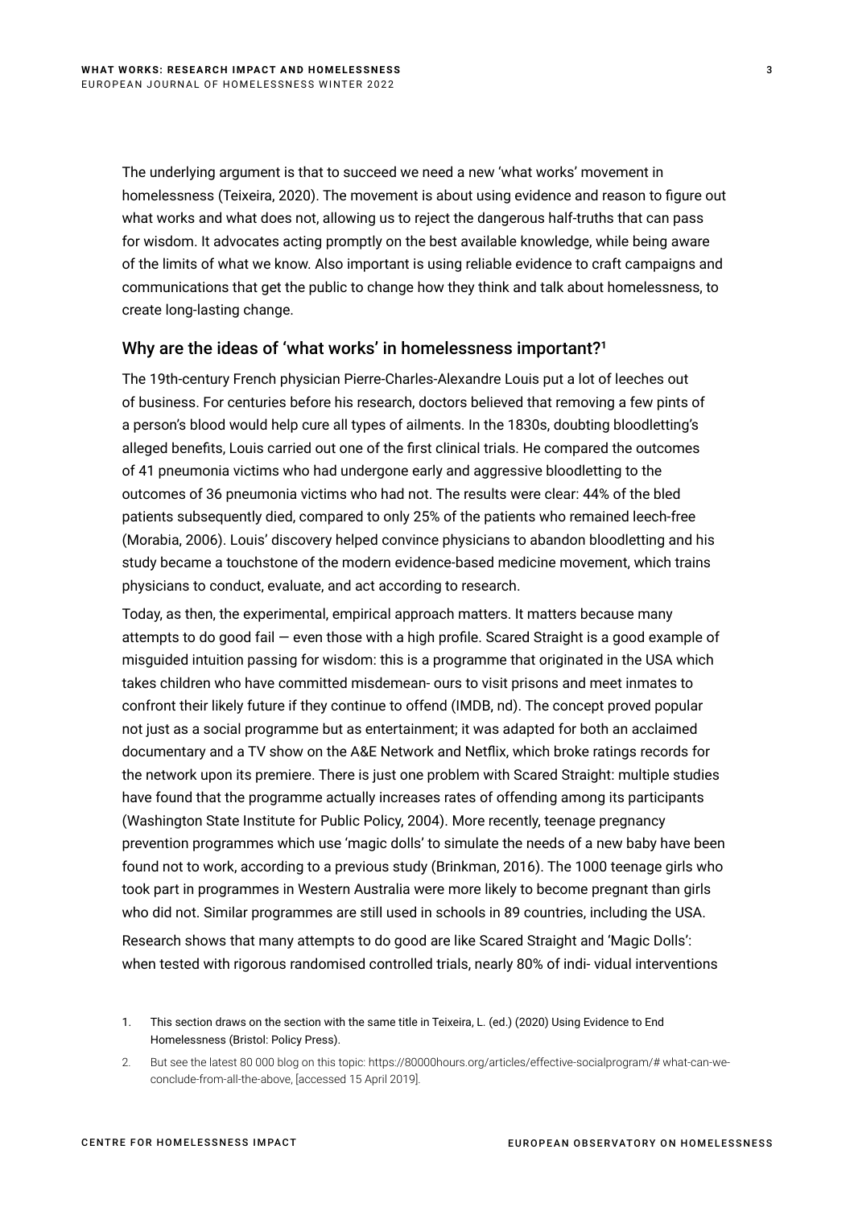The underlying argument is that to succeed we need a new 'what works' movement in homelessness (Teixeira, 2020). The movement is about using evidence and reason to figure out what works and what does not, allowing us to reject the dangerous half-truths that can pass for wisdom. It advocates acting promptly on the best available knowledge, while being aware of the limits of what we know. Also important is using reliable evidence to craft campaigns and communications that get the public to change how they think and talk about homelessness, to create long-lasting change.

## Why are the ideas of 'what works' in homelessness important?[1]

The 19th-century French physician Pierre-Charles-Alexandre Louis put a lot of leeches out of business. For centuries before his research, doctors believed that removing a few pints of a person's blood would help cure all types of ailments. In the 1830s, doubting bloodletting's alleged benefits, Louis carried out one of the first clinical trials. He compared the outcomes of 41 pneumonia victims who had undergone early and aggressive bloodletting to the outcomes of 36 pneumonia victims who had not. The results were clear: 44% of the bled patients subsequently died, compared to only 25% of the patients who remained leech-free (Morabia, 2006). Louis' discovery helped convince physicians to abandon bloodletting and his study became a touchstone of the modern evidence-based medicine movement, which trains physicians to conduct, evaluate, and act according to research.

Today, as then, the experimental, empirical approach matters. It matters because many attempts to do good fail — even those with a high profile. Scared Straight is a good example of misguided intuition passing for wisdom: this is a programme that originated in the USA which takes children who have committed misdemean- ours to visit prisons and meet inmates to confront their likely future if they continue to offend (IMDB, nd). The concept proved popular not just as a social programme but as entertainment; it was adapted for both an acclaimed documentary and a TV show on the A&E Network and Netflix, which broke ratings records for the network upon its premiere. There is just one problem with Scared Straight: multiple studies have found that the programme actually increases rates of offending among its participants (Washington State Institute for Public Policy, 2004). More recently, teenage pregnancy prevention programmes which use 'magic dolls' to simulate the needs of a new baby have been found not to work, according to a previous study (Brinkman, 2016). The 1000 teenage girls who took part in programmes in Western Australia were more likely to become pregnant than girls who did not. Similar programmes are still used in schools in 89 countries, including the USA.

Research shows that many attempts to do good are like Scared Straight and 'Magic Dolls': when tested with rigorous randomised controlled trials, nearly 80% of indi- vidual interventions

1. This section draws on the section with the same title in Teixeira, L. (ed.) (2020) Using Evidence to End Homelessness (Bristol: Policy Press).

2. But see the latest 80 000 blog on this topic: https://80000hours.org/articles/effective-socialprogram/# what-can-we-conclude-from-all-the-above, [accessed 15 April 2019].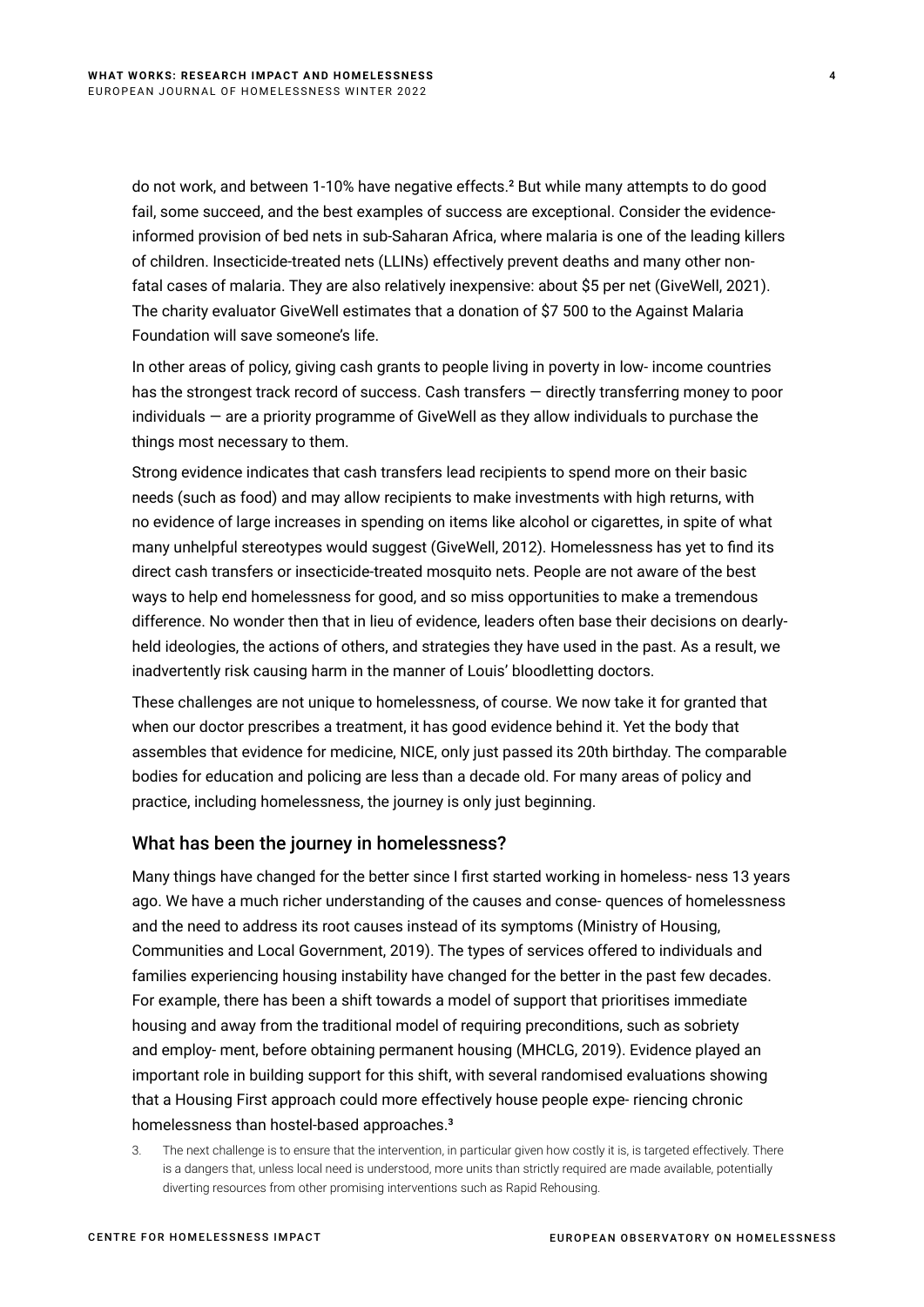do not work, and between 1-10% have negative effects.[2] But while many attempts to do good fail, some succeed, and the best examples of success are exceptional. Consider the evidence-informed provision of bed nets in sub-Saharan Africa, where malaria is one of the leading killers of children. Insecticide-treated nets (LLINs) effectively prevent deaths and many other non-fatal cases of malaria. They are also relatively inexpensive: about $5 per net (GiveWell, 2021). The charity evaluator GiveWell estimates that a donation of $7 500 to the Against Malaria Foundation will save someone's life.

In other areas of policy, giving cash grants to people living in poverty in low- income countries has the strongest track record of success. Cash transfers — directly transferring money to poor individuals — are a priority programme of GiveWell as they allow individuals to purchase the things most necessary to them.

Strong evidence indicates that cash transfers lead recipients to spend more on their basic needs (such as food) and may allow recipients to make investments with high returns, with no evidence of large increases in spending on items like alcohol or cigarettes, in spite of what many unhelpful stereotypes would suggest (GiveWell, 2012). Homelessness has yet to find its direct cash transfers or insecticide-treated mosquito nets. People are not aware of the best ways to help end homelessness for good, and so miss opportunities to make a tremendous difference. No wonder then that in lieu of evidence, leaders often base their decisions on dearly-held ideologies, the actions of others, and strategies they have used in the past. As a result, we inadvertently risk causing harm in the manner of Louis' bloodletting doctors.

These challenges are not unique to homelessness, of course. We now take it for granted that when our doctor prescribes a treatment, it has good evidence behind it. Yet the body that assembles that evidence for medicine, NICE, only just passed its 20th birthday. The comparable bodies for education and policing are less than a decade old. For many areas of policy and practice, including homelessness, the journey is only just beginning.

## What has been the journey in homelessness?

Many things have changed for the better since I first started working in homeless- ness 13 years ago. We have a much richer understanding of the causes and conse- quences of homelessness and the need to address its root causes instead of its symptoms (Ministry of Housing, Communities and Local Government, 2019). The types of services offered to individuals and families experiencing housing instability have changed for the better in the past few decades. For example, there has been a shift towards a model of support that prioritises immediate housing and away from the traditional model of requiring preconditions, such as sobriety and employ- ment, before obtaining permanent housing (MHCLG, 2019). Evidence played an important role in building support for this shift, with several randomised evaluations showing that a Housing First approach could more effectively house people expe- riencing chronic homelessness than hostel-based approaches.[3]

3. The next challenge is to ensure that the intervention, in particular given how costly it is, is targeted effectively. There is a dangers that, unless local need is understood, more units than strictly required are made available, potentially diverting resources from other promising interventions such as Rapid Rehousing.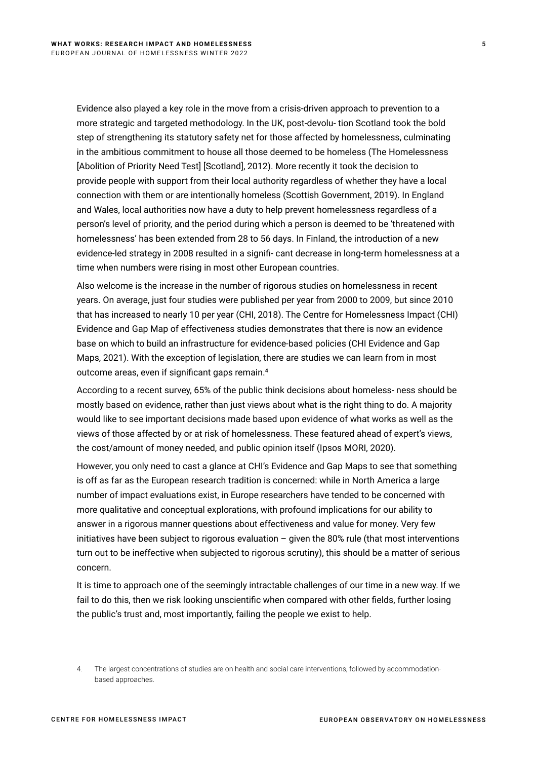Evidence also played a key role in the move from a crisis-driven approach to prevention to a more strategic and targeted methodology. In the UK, post-devolu- tion Scotland took the bold step of strengthening its statutory safety net for those affected by homelessness, culminating in the ambitious commitment to house all those deemed to be homeless (The Homelessness [Abolition of Priority Need Test] [Scotland], 2012). More recently it took the decision to provide people with support from their local authority regardless of whether they have a local connection with them or are intentionally homeless (Scottish Government, 2019). In England and Wales, local authorities now have a duty to help prevent homelessness regardless of a person's level of priority, and the period during which a person is deemed to be 'threatened with homelessness' has been extended from 28 to 56 days. In Finland, the introduction of a new evidence-led strategy in 2008 resulted in a signifi- cant decrease in long-term homelessness at a time when numbers were rising in most other European countries.

Also welcome is the increase in the number of rigorous studies on homelessness in recent years. On average, just four studies were published per year from 2000 to 2009, but since 2010 that has increased to nearly 10 per year (CHI, 2018). The Centre for Homelessness Impact (CHI) Evidence and Gap Map of effectiveness studies demonstrates that there is now an evidence base on which to build an infrastructure for evidence-based policies (CHI Evidence and Gap Maps, 2021). With the exception of legislation, there are studies we can learn from in most outcome areas, even if significant gaps remain.[4]

According to a recent survey, 65% of the public think decisions about homeless- ness should be mostly based on evidence, rather than just views about what is the right thing to do. A majority would like to see important decisions made based upon evidence of what works as well as the views of those affected by or at risk of homelessness. These featured ahead of expert's views, the cost/amount of money needed, and public opinion itself (Ipsos MORI, 2020).

However, you only need to cast a glance at CHI's Evidence and Gap Maps to see that something is off as far as the European research tradition is concerned: while in North America a large number of impact evaluations exist, in Europe researchers have tended to be concerned with more qualitative and conceptual explorations, with profound implications for our ability to answer in a rigorous manner questions about effectiveness and value for money. Very few initiatives have been subject to rigorous evaluation – given the 80% rule (that most interventions turn out to be ineffective when subjected to rigorous scrutiny), this should be a matter of serious concern.

It is time to approach one of the seemingly intractable challenges of our time in a new way. If we fail to do this, then we risk looking unscientific when compared with other fields, further losing the public's trust and, most importantly, failing the people we exist to help.

4. The largest concentrations of studies are on health and social care interventions, followed by accommodation-based approaches.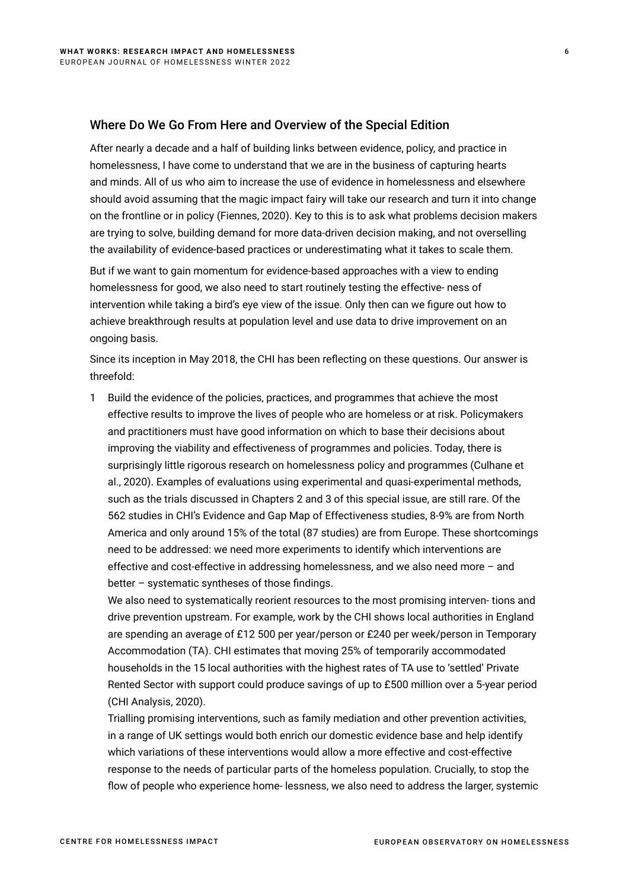## Where Do We Go From Here and Overview of the Special Edition

After nearly a decade and a half of building links between evidence, policy, and practice in homelessness, I have come to understand that we are in the business of capturing hearts and minds. All of us who aim to increase the use of evidence in homelessness and elsewhere should avoid assuming that the magic impact fairy will take our research and turn it into change on the frontline or in policy (Fiennes, 2020). Key to this is to ask what problems decision makers are trying to solve, building demand for more data-driven decision making, and not overselling the availability of evidence-based practices or underestimating what it takes to scale them.

But if we want to gain momentum for evidence-based approaches with a view to ending homelessness for good, we also need to start routinely testing the effective- ness of intervention while taking a bird's eye view of the issue. Only then can we figure out how to achieve breakthrough results at population level and use data to drive improvement on an ongoing basis.

Since its inception in May 2018, the CHI has been reflecting on these questions. Our answer is threefold:

1 Build the evidence of the policies, practices, and programmes that achieve the most effective results to improve the lives of people who are homeless or at risk. Policymakers and practitioners must have good information on which to base their decisions about improving the viability and effectiveness of programmes and policies. Today, there is surprisingly little rigorous research on homelessness policy and programmes (Culhane et al., 2020). Examples of evaluations using experimental and quasi-experimental methods, such as the trials discussed in Chapters 2 and 3 of this special issue, are still rare. Of the 562 studies in CHI's Evidence and Gap Map of Effectiveness studies, 8-9% are from North America and only around 15% of the total (87 studies) are from Europe. These shortcomings need to be addressed: we need more experiments to identify which interventions are effective and cost-effective in addressing homelessness, and we also need more – and better – systematic syntheses of those findings.

   We also need to systematically reorient resources to the most promising interven- tions and drive prevention upstream. For example, work by the CHI shows local authorities in England are spending an average of £12 500 per year/person or £240 per week/person in Temporary Accommodation (TA). CHI estimates that moving 25% of temporarily accommodated households in the 15 local authorities with the highest rates of TA use to 'settled' Private Rented Sector with support could produce savings of up to £500 million over a 5-year period (CHI Analysis, 2020).

   Trialling promising interventions, such as family mediation and other prevention activities, in a range of UK settings would both enrich our domestic evidence base and help identify which variations of these interventions would allow a more effective and cost-effective response to the needs of particular parts of the homeless population. Crucially, to stop the flow of people who experience home- lessness, we also need to address the larger, systemic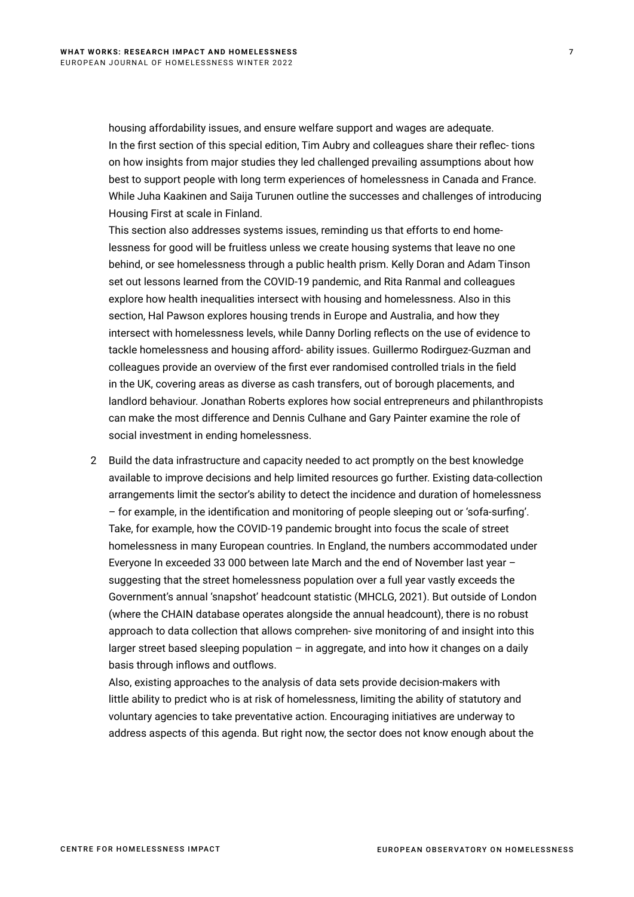housing affordability issues, and ensure welfare support and wages are adequate. In the first section of this special edition, Tim Aubry and colleagues share their reflec- tions on how insights from major studies they led challenged prevailing assumptions about how best to support people with long term experiences of homelessness in Canada and France. While Juha Kaakinen and Saija Turunen outline the successes and challenges of introducing Housing First at scale in Finland.

This section also addresses systems issues, reminding us that efforts to end home- lessness for good will be fruitless unless we create housing systems that leave no one behind, or see homelessness through a public health prism. Kelly Doran and Adam Tinson set out lessons learned from the COVID-19 pandemic, and Rita Ranmal and colleagues explore how health inequalities intersect with housing and homelessness. Also in this section, Hal Pawson explores housing trends in Europe and Australia, and how they intersect with homelessness levels, while Danny Dorling reflects on the use of evidence to tackle homelessness and housing afford- ability issues. Guillermo Rodirguez-Guzman and colleagues provide an overview of the first ever randomised controlled trials in the field in the UK, covering areas as diverse as cash transfers, out of borough placements, and landlord behaviour. Jonathan Roberts explores how social entrepreneurs and philanthropists can make the most difference and Dennis Culhane and Gary Painter examine the role of social investment in ending homelessness.

2 Build the data infrastructure and capacity needed to act promptly on the best knowledge available to improve decisions and help limited resources go further. Existing data-collection arrangements limit the sector's ability to detect the incidence and duration of homelessness – for example, in the identification and monitoring of people sleeping out or 'sofa-surfing'. Take, for example, how the COVID-19 pandemic brought into focus the scale of street homelessness in many European countries. In England, the numbers accommodated under Everyone In exceeded 33 000 between late March and the end of November last year – suggesting that the street homelessness population over a full year vastly exceeds the Government's annual 'snapshot' headcount statistic (MHCLG, 2021). But outside of London (where the CHAIN database operates alongside the annual headcount), there is no robust approach to data collection that allows comprehen- sive monitoring of and insight into this larger street based sleeping population – in aggregate, and into how it changes on a daily basis through inflows and outflows.

   Also, existing approaches to the analysis of data sets provide decision-makers with little ability to predict who is at risk of homelessness, limiting the ability of statutory and voluntary agencies to take preventative action. Encouraging initiatives are underway to address aspects of this agenda. But right now, the sector does not know enough about the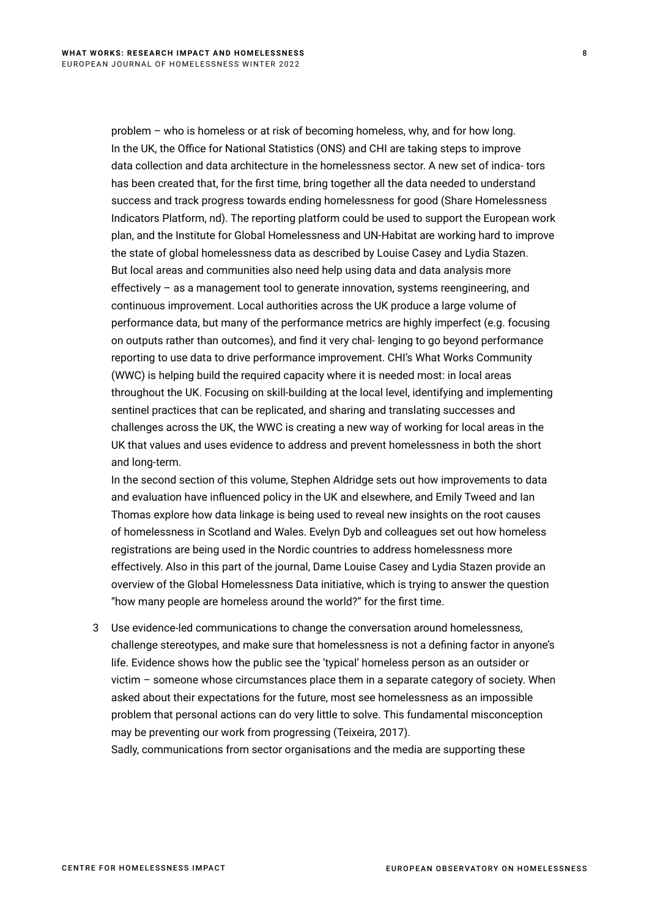problem – who is homeless or at risk of becoming homeless, why, and for how long. In the UK, the Office for National Statistics (ONS) and CHI are taking steps to improve data collection and data architecture in the homelessness sector. A new set of indicators has been created that, for the first time, bring together all the data needed to understand success and track progress towards ending homelessness for good (Share Homelessness Indicators Platform, nd). The reporting platform could be used to support the European work plan, and the Institute for Global Homelessness and UN-Habitat are working hard to improve the state of global homelessness data as described by Louise Casey and Lydia Stazen. But local areas and communities also need help using data and data analysis more effectively – as a management tool to generate innovation, systems reengineering, and continuous improvement. Local authorities across the UK produce a large volume of performance data, but many of the performance metrics are highly imperfect (e.g. focusing on outputs rather than outcomes), and find it very challenging to go beyond performance reporting to use data to drive performance improvement. CHI's What Works Community (WWC) is helping build the required capacity where it is needed most: in local areas throughout the UK. Focusing on skill-building at the local level, identifying and implementing sentinel practices that can be replicated, and sharing and translating successes and challenges across the UK, the WWC is creating a new way of working for local areas in the UK that values and uses evidence to address and prevent homelessness in both the short and long-term.

In the second section of this volume, Stephen Aldridge sets out how improvements to data and evaluation have influenced policy in the UK and elsewhere, and Emily Tweed and Ian Thomas explore how data linkage is being used to reveal new insights on the root causes of homelessness in Scotland and Wales. Evelyn Dyb and colleagues set out how homeless registrations are being used in the Nordic countries to address homelessness more effectively. Also in this part of the journal, Dame Louise Casey and Lydia Stazen provide an overview of the Global Homelessness Data initiative, which is trying to answer the question "how many people are homeless around the world?" for the first time.

3 Use evidence-led communications to change the conversation around homelessness, challenge stereotypes, and make sure that homelessness is not a defining factor in anyone's life. Evidence shows how the public see the 'typical' homeless person as an outsider or victim – someone whose circumstances place them in a separate category of society. When asked about their expectations for the future, most see homelessness as an impossible problem that personal actions can do very little to solve. This fundamental misconception may be preventing our work from progressing (Teixeira, 2017).

Sadly, communications from sector organisations and the media are supporting these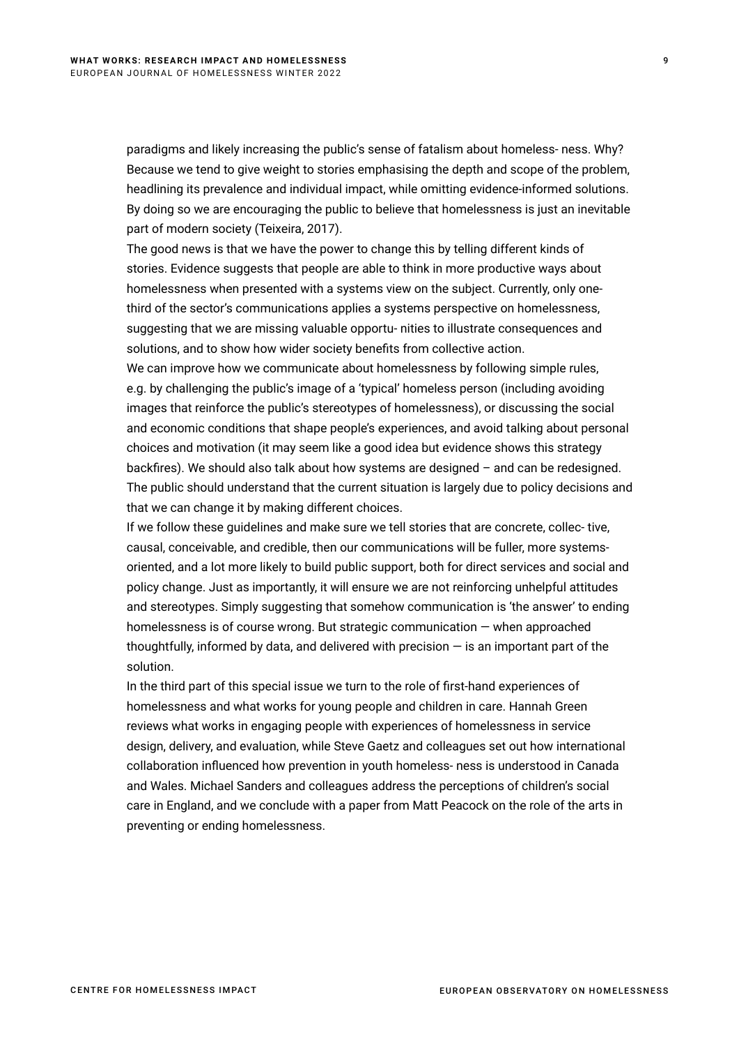paradigms and likely increasing the public's sense of fatalism about homeless- ness. Why? Because we tend to give weight to stories emphasising the depth and scope of the problem, headlining its prevalence and individual impact, while omitting evidence-informed solutions. By doing so we are encouraging the public to believe that homelessness is just an inevitable part of modern society (Teixeira, 2017).

The good news is that we have the power to change this by telling different kinds of stories. Evidence suggests that people are able to think in more productive ways about homelessness when presented with a systems view on the subject. Currently, only one-third of the sector's communications applies a systems perspective on homelessness, suggesting that we are missing valuable opportu- nities to illustrate consequences and solutions, and to show how wider society benefits from collective action.

We can improve how we communicate about homelessness by following simple rules, e.g. by challenging the public's image of a 'typical' homeless person (including avoiding images that reinforce the public's stereotypes of homelessness), or discussing the social and economic conditions that shape people's experiences, and avoid talking about personal choices and motivation (it may seem like a good idea but evidence shows this strategy backfires). We should also talk about how systems are designed – and can be redesigned. The public should understand that the current situation is largely due to policy decisions and that we can change it by making different choices.

If we follow these guidelines and make sure we tell stories that are concrete, collec- tive, causal, conceivable, and credible, then our communications will be fuller, more systems-oriented, and a lot more likely to build public support, both for direct services and social and policy change. Just as importantly, it will ensure we are not reinforcing unhelpful attitudes and stereotypes. Simply suggesting that somehow communication is 'the answer' to ending homelessness is of course wrong. But strategic communication — when approached thoughtfully, informed by data, and delivered with precision — is an important part of the solution.

In the third part of this special issue we turn to the role of first-hand experiences of homelessness and what works for young people and children in care. Hannah Green reviews what works in engaging people with experiences of homelessness in service design, delivery, and evaluation, while Steve Gaetz and colleagues set out how international collaboration influenced how prevention in youth homeless- ness is understood in Canada and Wales. Michael Sanders and colleagues address the perceptions of children's social care in England, and we conclude with a paper from Matt Peacock on the role of the arts in preventing or ending homelessness.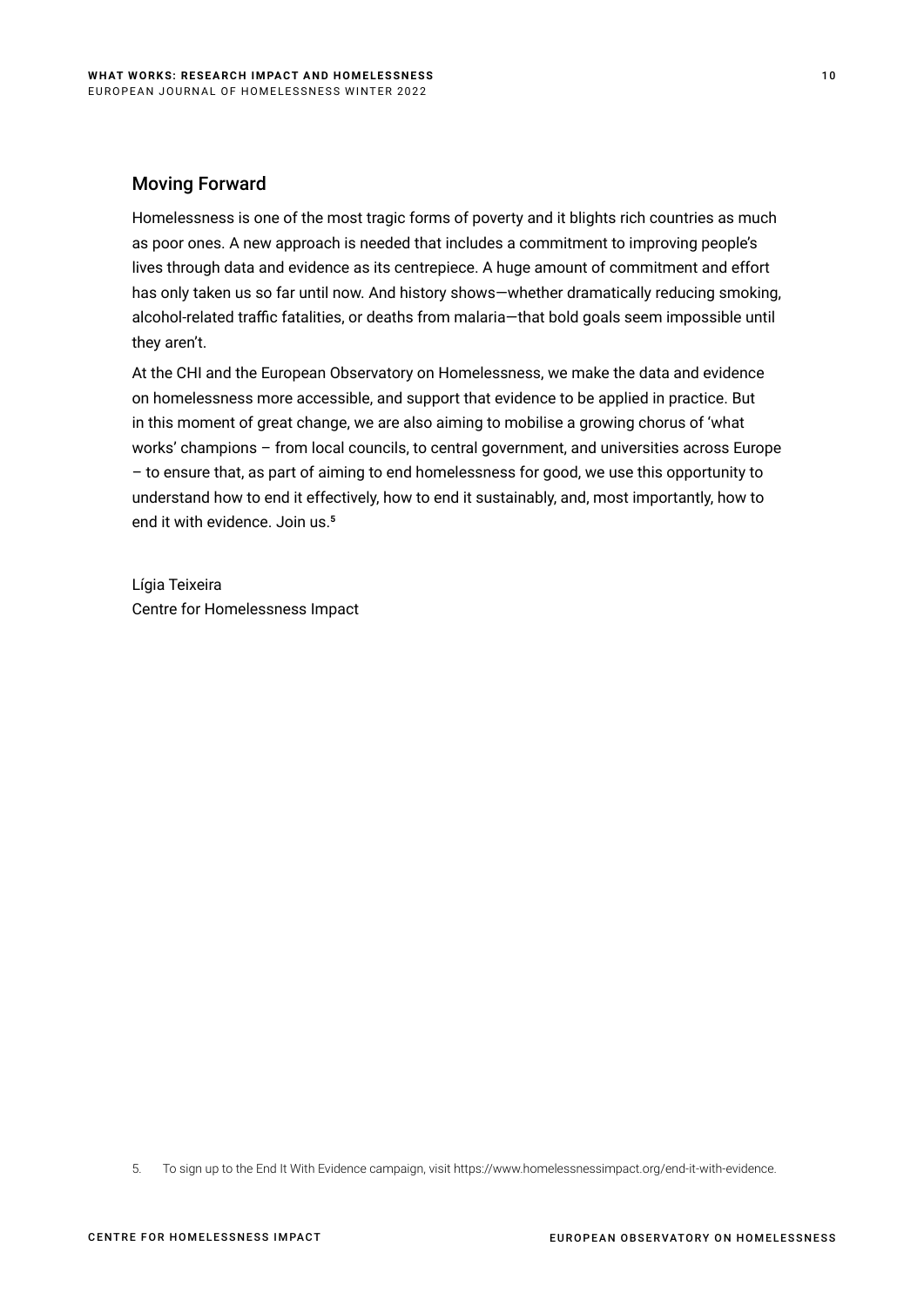## Moving Forward

Homelessness is one of the most tragic forms of poverty and it blights rich countries as much as poor ones. A new approach is needed that includes a commitment to improving people's lives through data and evidence as its centrepiece. A huge amount of commitment and effort has only taken us so far until now. And history shows—whether dramatically reducing smoking, alcohol-related traffic fatalities, or deaths from malaria—that bold goals seem impossible until they aren't.

At the CHI and the European Observatory on Homelessness, we make the data and evidence on homelessness more accessible, and support that evidence to be applied in practice. But in this moment of great change, we are also aiming to mobilise a growing chorus of 'what works' champions – from local councils, to central government, and universities across Europe – to ensure that, as part of aiming to end homelessness for good, we use this opportunity to understand how to end it effectively, how to end it sustainably, and, most importantly, how to end it with evidence. Join us.[5]

Lígia Teixeira
Centre for Homelessness Impact

5. To sign up to the End It With Evidence campaign, visit https://www.homelessnessimpact.org/end-it-with-evidence.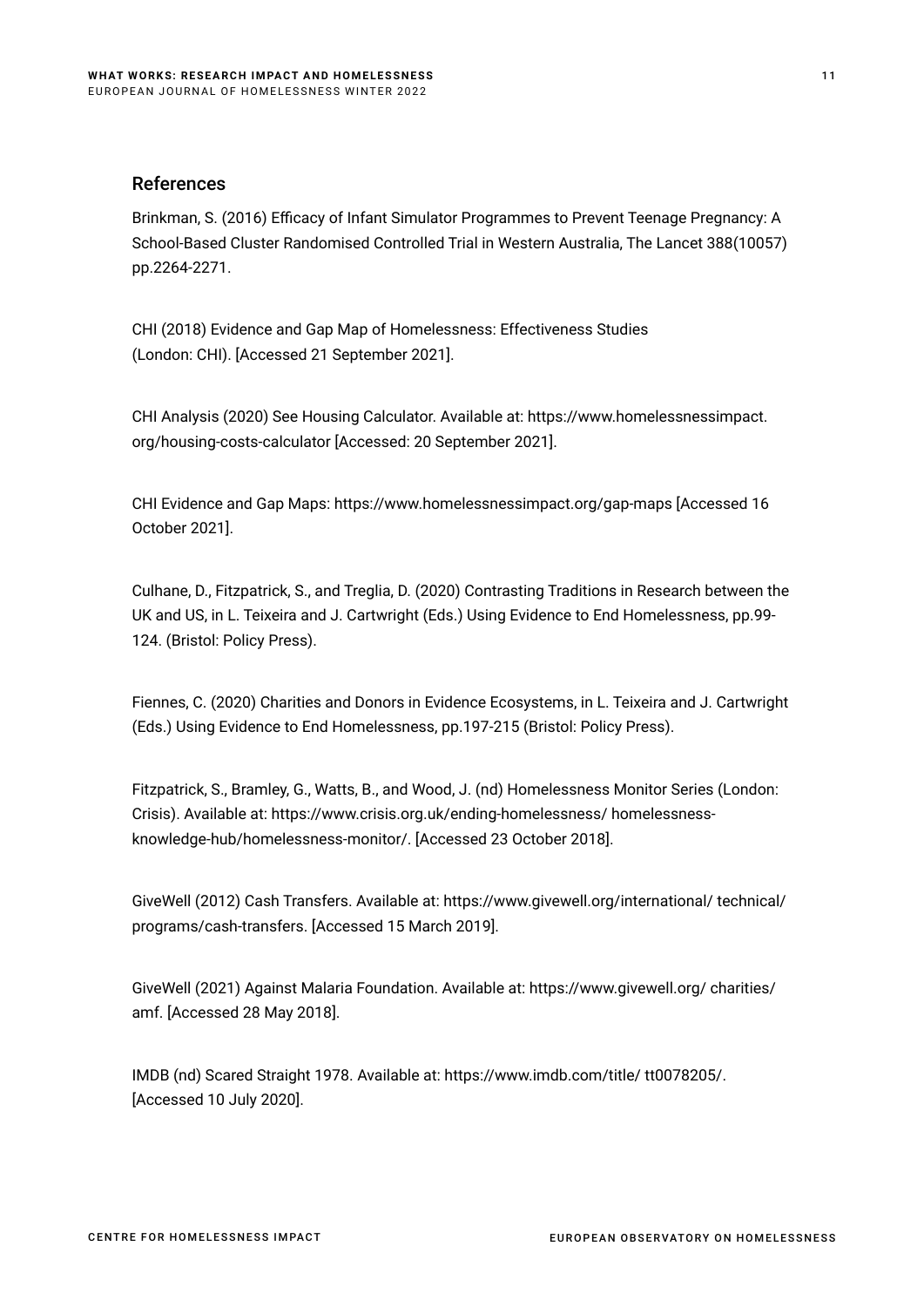## References

Brinkman, S. (2016) Efficacy of Infant Simulator Programmes to Prevent Teenage Pregnancy: A School-Based Cluster Randomised Controlled Trial in Western Australia, The Lancet 388(10057) pp.2264-2271.

CHI (2018) Evidence and Gap Map of Homelessness: Effectiveness Studies (London: CHI). [Accessed 21 September 2021].

CHI Analysis (2020) See Housing Calculator. Available at: https://www.homelessnessimpact.org/housing-costs-calculator [Accessed: 20 September 2021].

CHI Evidence and Gap Maps: https://www.homelessnessimpact.org/gap-maps [Accessed 16 October 2021].

Culhane, D., Fitzpatrick, S., and Treglia, D. (2020) Contrasting Traditions in Research between the UK and US, in L. Teixeira and J. Cartwright (Eds.) Using Evidence to End Homelessness, pp.99-124. (Bristol: Policy Press).

Fiennes, C. (2020) Charities and Donors in Evidence Ecosystems, in L. Teixeira and J. Cartwright (Eds.) Using Evidence to End Homelessness, pp.197-215 (Bristol: Policy Press).

Fitzpatrick, S., Bramley, G., Watts, B., and Wood, J. (nd) Homelessness Monitor Series (London: Crisis). Available at: https://www.crisis.org.uk/ending-homelessness/ homelessness-knowledge-hub/homelessness-monitor/. [Accessed 23 October 2018].

GiveWell (2012) Cash Transfers. Available at: https://www.givewell.org/international/ technical/programs/cash-transfers. [Accessed 15 March 2019].

GiveWell (2021) Against Malaria Foundation. Available at: https://www.givewell.org/ charities/amf. [Accessed 28 May 2018].

IMDB (nd) Scared Straight 1978. Available at: https://www.imdb.com/title/ tt0078205/. [Accessed 10 July 2020].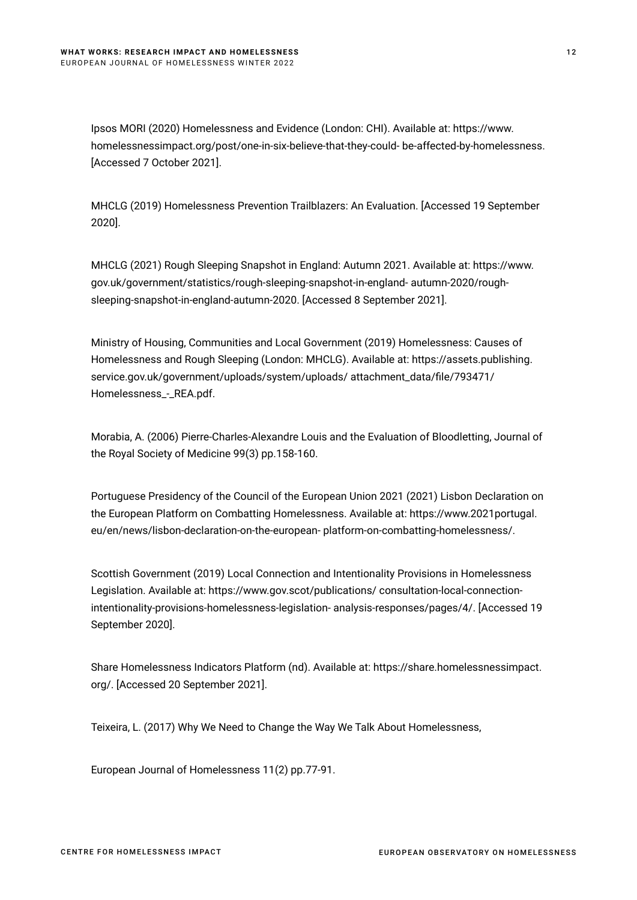Ipsos MORI (2020) Homelessness and Evidence (London: CHI). Available at: https://www.homelessnessimpact.org/post/one-in-six-believe-that-they-could- be-affected-by-homelessness. [Accessed 7 October 2021].

MHCLG (2019) Homelessness Prevention Trailblazers: An Evaluation. [Accessed 19 September 2020].

MHCLG (2021) Rough Sleeping Snapshot in England: Autumn 2021. Available at: https://www.gov.uk/government/statistics/rough-sleeping-snapshot-in-england- autumn-2020/rough-sleeping-snapshot-in-england-autumn-2020. [Accessed 8 September 2021].

Ministry of Housing, Communities and Local Government (2019) Homelessness: Causes of Homelessness and Rough Sleeping (London: MHCLG). Available at: https://assets.publishing.service.gov.uk/government/uploads/system/uploads/ attachment_data/file/793471/ Homelessness_-_REA.pdf.

Morabia, A. (2006) Pierre-Charles-Alexandre Louis and the Evaluation of Bloodletting, Journal of the Royal Society of Medicine 99(3) pp.158-160.

Portuguese Presidency of the Council of the European Union 2021 (2021) Lisbon Declaration on the European Platform on Combatting Homelessness. Available at: https://www.2021portugal.eu/en/news/lisbon-declaration-on-the-european- platform-on-combatting-homelessness/.

Scottish Government (2019) Local Connection and Intentionality Provisions in Homelessness Legislation. Available at: https://www.gov.scot/publications/ consultation-local-connection-intentionality-provisions-homelessness-legislation- analysis-responses/pages/4/. [Accessed 19 September 2020].

Share Homelessness Indicators Platform (nd). Available at: https://share.homelessnessimpact.org/. [Accessed 20 September 2021].

Teixeira, L. (2017) Why We Need to Change the Way We Talk About Homelessness,

European Journal of Homelessness 11(2) pp.77-91.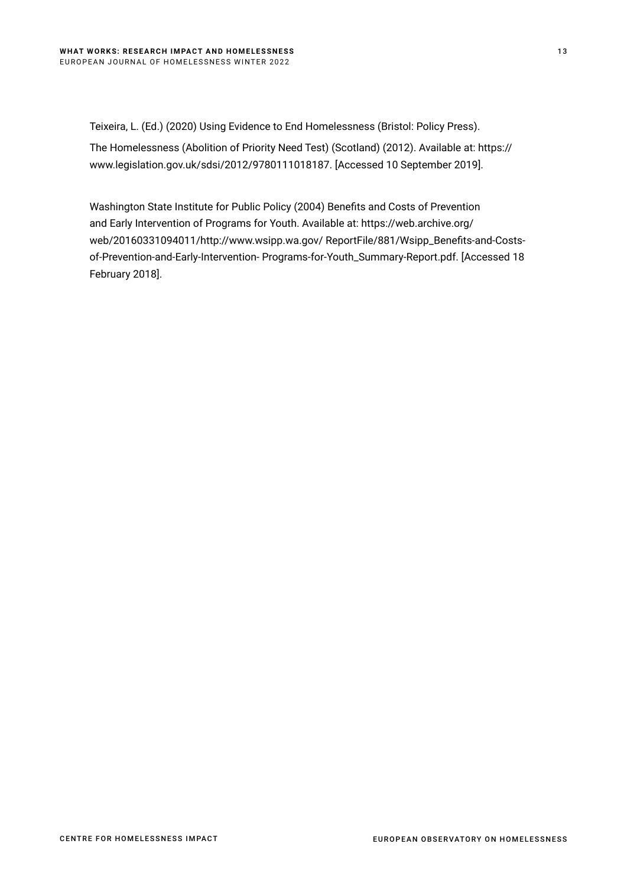Teixeira, L. (Ed.) (2020) Using Evidence to End Homelessness (Bristol: Policy Press).

The Homelessness (Abolition of Priority Need Test) (Scotland) (2012). Available at: https://www.legislation.gov.uk/sdsi/2012/9780111018187. [Accessed 10 September 2019].

Washington State Institute for Public Policy (2004) Benefits and Costs of Prevention and Early Intervention of Programs for Youth. Available at: https://web.archive.org/web/20160331094011/http://www.wsipp.wa.gov/ ReportFile/881/Wsipp_Benefits-and-Costs-of-Prevention-and-Early-Intervention- Programs-for-Youth_Summary-Report.pdf. [Accessed 18 February 2018].